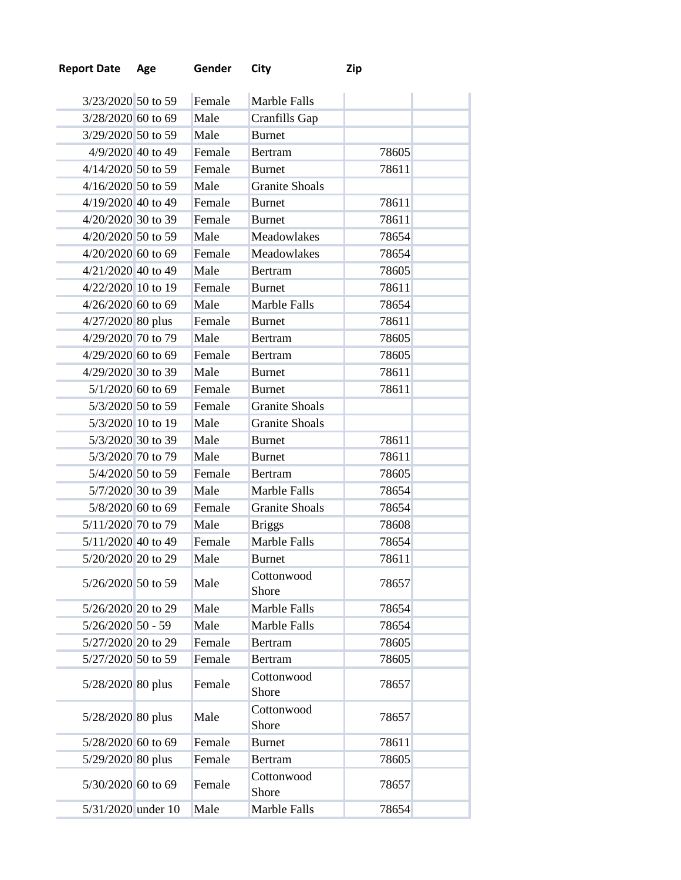| Report Date | Age | Gender | City | Zip |
| --- | --- | --- | --- | --- |
| 3/23/2020 | 50 to 59 | Female | Marble Falls | |
| 3/28/2020 | 60 to 69 | Male | Cranfills Gap | |
| 3/29/2020 | 50 to 59 | Male | Burnet | |
| 4/9/2020 | 40 to 49 | Female | Bertram | 78605 |
| 4/14/2020 | 50 to 59 | Female | Burnet | 78611 |
| 4/16/2020 | 50 to 59 | Male | Granite Shoals | |
| 4/19/2020 | 40 to 49 | Female | Burnet | 78611 |
| 4/20/2020 | 30 to 39 | Female | Burnet | 78611 |
| 4/20/2020 | 50 to 59 | Male | Meadowlakes | 78654 |
| 4/20/2020 | 60 to 69 | Female | Meadowlakes | 78654 |
| 4/21/2020 | 40 to 49 | Male | Bertram | 78605 |
| 4/22/2020 | 10 to 19 | Female | Burnet | 78611 |
| 4/26/2020 | 60 to 69 | Male | Marble Falls | 78654 |
| 4/27/2020 | 80 plus | Female | Burnet | 78611 |
| 4/29/2020 | 70 to 79 | Male | Bertram | 78605 |
| 4/29/2020 | 60 to 69 | Female | Bertram | 78605 |
| 4/29/2020 | 30 to 39 | Male | Burnet | 78611 |
| 5/1/2020 | 60 to 69 | Female | Burnet | 78611 |
| 5/3/2020 | 50 to 59 | Female | Granite Shoals | |
| 5/3/2020 | 10 to 19 | Male | Granite Shoals | |
| 5/3/2020 | 30 to 39 | Male | Burnet | 78611 |
| 5/3/2020 | 70 to 79 | Male | Burnet | 78611 |
| 5/4/2020 | 50 to 59 | Female | Bertram | 78605 |
| 5/7/2020 | 30 to 39 | Male | Marble Falls | 78654 |
| 5/8/2020 | 60 to 69 | Female | Granite Shoals | 78654 |
| 5/11/2020 | 70 to 79 | Male | Briggs | 78608 |
| 5/11/2020 | 40 to 49 | Female | Marble Falls | 78654 |
| 5/20/2020 | 20 to 29 | Male | Burnet | 78611 |
| 5/26/2020 | 50 to 59 | Male | Cottonwood Shore | 78657 |
| 5/26/2020 | 20 to 29 | Male | Marble Falls | 78654 |
| 5/26/2020 | 50 - 59 | Male | Marble Falls | 78654 |
| 5/27/2020 | 20 to 29 | Female | Bertram | 78605 |
| 5/27/2020 | 50 to 59 | Female | Bertram | 78605 |
| 5/28/2020 | 80 plus | Female | Cottonwood Shore | 78657 |
| 5/28/2020 | 80 plus | Male | Cottonwood Shore | 78657 |
| 5/28/2020 | 60 to 69 | Female | Burnet | 78611 |
| 5/29/2020 | 80 plus | Female | Bertram | 78605 |
| 5/30/2020 | 60 to 69 | Female | Cottonwood Shore | 78657 |
| 5/31/2020 | under 10 | Male | Marble Falls | 78654 |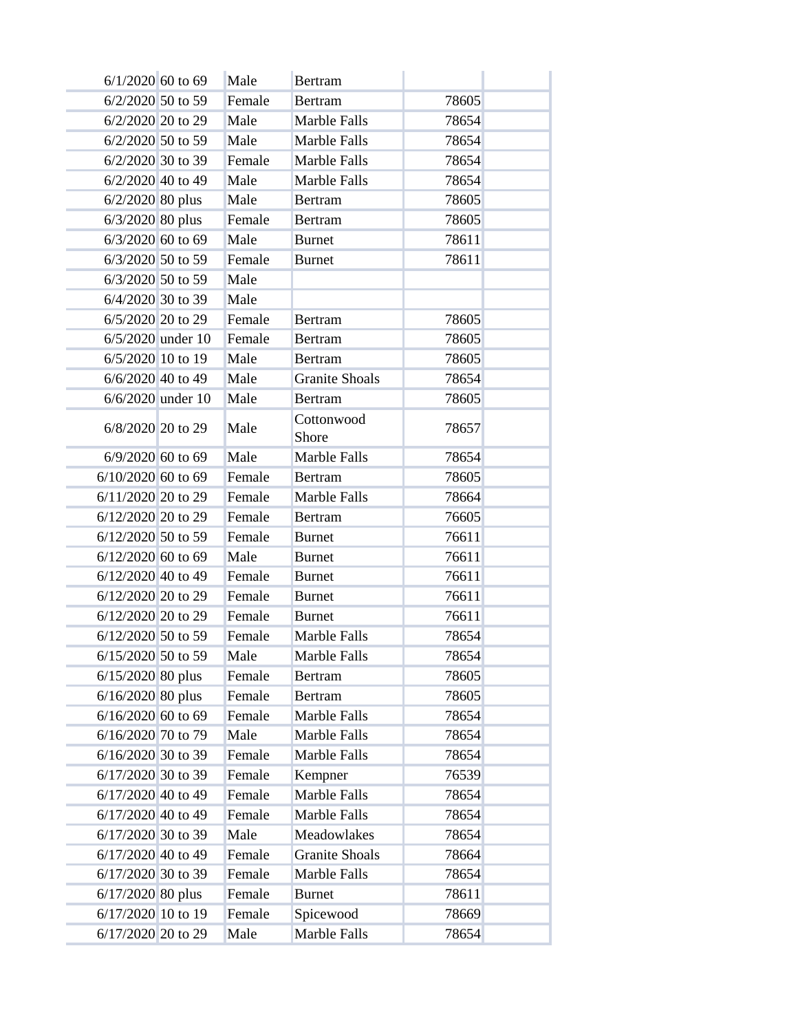| | | | | | |
|---|---|---|---|---|---|
| 6/1/2020 | 60 to 69 | Male | Bertram | | |
| 6/2/2020 | 50 to 59 | Female | Bertram | 78605 | |
| 6/2/2020 | 20 to 29 | Male | Marble Falls | 78654 | |
| 6/2/2020 | 50 to 59 | Male | Marble Falls | 78654 | |
| 6/2/2020 | 30 to 39 | Female | Marble Falls | 78654 | |
| 6/2/2020 | 40 to 49 | Male | Marble Falls | 78654 | |
| 6/2/2020 | 80 plus | Male | Bertram | 78605 | |
| 6/3/2020 | 80 plus | Female | Bertram | 78605 | |
| 6/3/2020 | 60 to 69 | Male | Burnet | 78611 | |
| 6/3/2020 | 50 to 59 | Female | Burnet | 78611 | |
| 6/3/2020 | 50 to 59 | Male | | | |
| 6/4/2020 | 30 to 39 | Male | | | |
| 6/5/2020 | 20 to 29 | Female | Bertram | 78605 | |
| 6/5/2020 | under 10 | Female | Bertram | 78605 | |
| 6/5/2020 | 10 to 19 | Male | Bertram | 78605 | |
| 6/6/2020 | 40 to 49 | Male | Granite Shoals | 78654 | |
| 6/6/2020 | under 10 | Male | Bertram | 78605 | |
| 6/8/2020 | 20 to 29 | Male | Cottonwood Shore | 78657 | |
| 6/9/2020 | 60 to 69 | Male | Marble Falls | 78654 | |
| 6/10/2020 | 60 to 69 | Female | Bertram | 78605 | |
| 6/11/2020 | 20 to 29 | Female | Marble Falls | 78664 | |
| 6/12/2020 | 20 to 29 | Female | Bertram | 76605 | |
| 6/12/2020 | 50 to 59 | Female | Burnet | 76611 | |
| 6/12/2020 | 60 to 69 | Male | Burnet | 76611 | |
| 6/12/2020 | 40 to 49 | Female | Burnet | 76611 | |
| 6/12/2020 | 20 to 29 | Female | Burnet | 76611 | |
| 6/12/2020 | 20 to 29 | Female | Burnet | 76611 | |
| 6/12/2020 | 50 to 59 | Female | Marble Falls | 78654 | |
| 6/15/2020 | 50 to 59 | Male | Marble Falls | 78654 | |
| 6/15/2020 | 80 plus | Female | Bertram | 78605 | |
| 6/16/2020 | 80 plus | Female | Bertram | 78605 | |
| 6/16/2020 | 60 to 69 | Female | Marble Falls | 78654 | |
| 6/16/2020 | 70 to 79 | Male | Marble Falls | 78654 | |
| 6/16/2020 | 30 to 39 | Female | Marble Falls | 78654 | |
| 6/17/2020 | 30 to 39 | Female | Kempner | 76539 | |
| 6/17/2020 | 40 to 49 | Female | Marble Falls | 78654 | |
| 6/17/2020 | 40 to 49 | Female | Marble Falls | 78654 | |
| 6/17/2020 | 30 to 39 | Male | Meadowlakes | 78654 | |
| 6/17/2020 | 40 to 49 | Female | Granite Shoals | 78664 | |
| 6/17/2020 | 30 to 39 | Female | Marble Falls | 78654 | |
| 6/17/2020 | 80 plus | Female | Burnet | 78611 | |
| 6/17/2020 | 10 to 19 | Female | Spicewood | 78669 | |
| 6/17/2020 | 20 to 29 | Male | Marble Falls | 78654 | |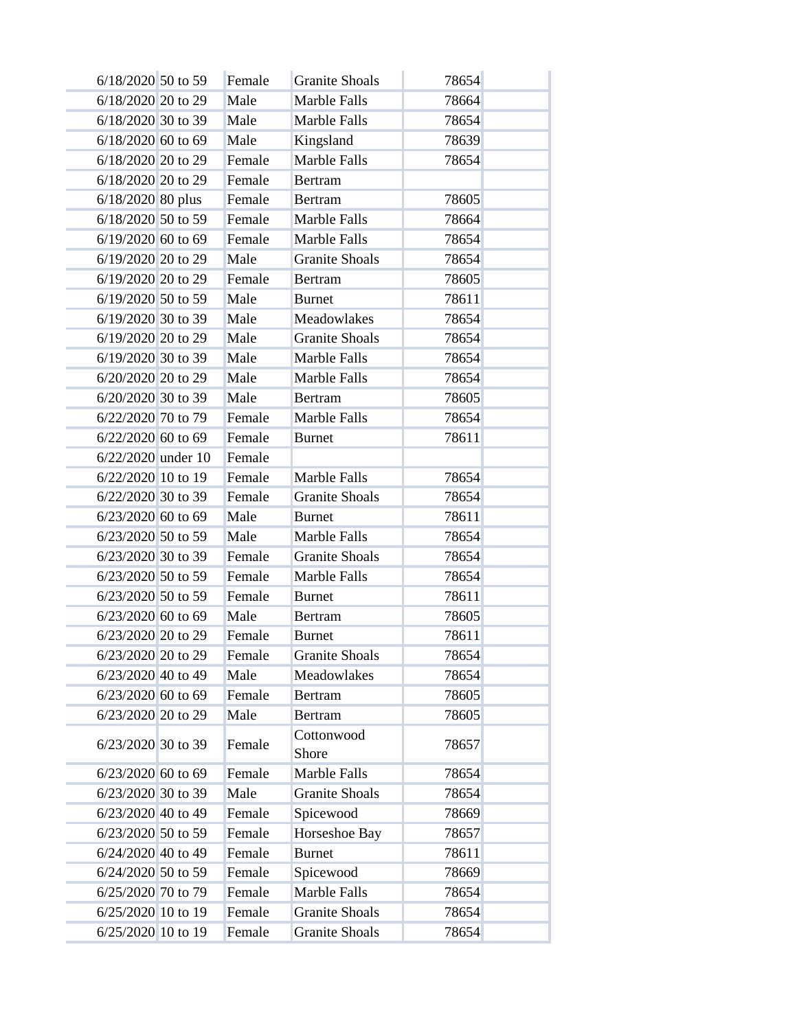| | | | | | |
|---|---|---|---|---|---|
| 6/18/2020 | 50 to 59 | Female | Granite Shoals | 78654 | |
| 6/18/2020 | 20 to 29 | Male | Marble Falls | 78664 | |
| 6/18/2020 | 30 to 39 | Male | Marble Falls | 78654 | |
| 6/18/2020 | 60 to 69 | Male | Kingsland | 78639 | |
| 6/18/2020 | 20 to 29 | Female | Marble Falls | 78654 | |
| 6/18/2020 | 20 to 29 | Female | Bertram | | |
| 6/18/2020 | 80 plus | Female | Bertram | 78605 | |
| 6/18/2020 | 50 to 59 | Female | Marble Falls | 78664 | |
| 6/19/2020 | 60 to 69 | Female | Marble Falls | 78654 | |
| 6/19/2020 | 20 to 29 | Male | Granite Shoals | 78654 | |
| 6/19/2020 | 20 to 29 | Female | Bertram | 78605 | |
| 6/19/2020 | 50 to 59 | Male | Burnet | 78611 | |
| 6/19/2020 | 30 to 39 | Male | Meadowlakes | 78654 | |
| 6/19/2020 | 20 to 29 | Male | Granite Shoals | 78654 | |
| 6/19/2020 | 30 to 39 | Male | Marble Falls | 78654 | |
| 6/20/2020 | 20 to 29 | Male | Marble Falls | 78654 | |
| 6/20/2020 | 30 to 39 | Male | Bertram | 78605 | |
| 6/22/2020 | 70 to 79 | Female | Marble Falls | 78654 | |
| 6/22/2020 | 60 to 69 | Female | Burnet | 78611 | |
| 6/22/2020 | under 10 | Female | | | |
| 6/22/2020 | 10 to 19 | Female | Marble Falls | 78654 | |
| 6/22/2020 | 30 to 39 | Female | Granite Shoals | 78654 | |
| 6/23/2020 | 60 to 69 | Male | Burnet | 78611 | |
| 6/23/2020 | 50 to 59 | Male | Marble Falls | 78654 | |
| 6/23/2020 | 30 to 39 | Female | Granite Shoals | 78654 | |
| 6/23/2020 | 50 to 59 | Female | Marble Falls | 78654 | |
| 6/23/2020 | 50 to 59 | Female | Burnet | 78611 | |
| 6/23/2020 | 60 to 69 | Male | Bertram | 78605 | |
| 6/23/2020 | 20 to 29 | Female | Burnet | 78611 | |
| 6/23/2020 | 20 to 29 | Female | Granite Shoals | 78654 | |
| 6/23/2020 | 40 to 49 | Male | Meadowlakes | 78654 | |
| 6/23/2020 | 60 to 69 | Female | Bertram | 78605 | |
| 6/23/2020 | 20 to 29 | Male | Bertram | 78605 | |
| 6/23/2020 | 30 to 39 | Female | Cottonwood Shore | 78657 | |
| 6/23/2020 | 60 to 69 | Female | Marble Falls | 78654 | |
| 6/23/2020 | 30 to 39 | Male | Granite Shoals | 78654 | |
| 6/23/2020 | 40 to 49 | Female | Spicewood | 78669 | |
| 6/23/2020 | 50 to 59 | Female | Horseshoe Bay | 78657 | |
| 6/24/2020 | 40 to 49 | Female | Burnet | 78611 | |
| 6/24/2020 | 50 to 59 | Female | Spicewood | 78669 | |
| 6/25/2020 | 70 to 79 | Female | Marble Falls | 78654 | |
| 6/25/2020 | 10 to 19 | Female | Granite Shoals | 78654 | |
| 6/25/2020 | 10 to 19 | Female | Granite Shoals | 78654 | |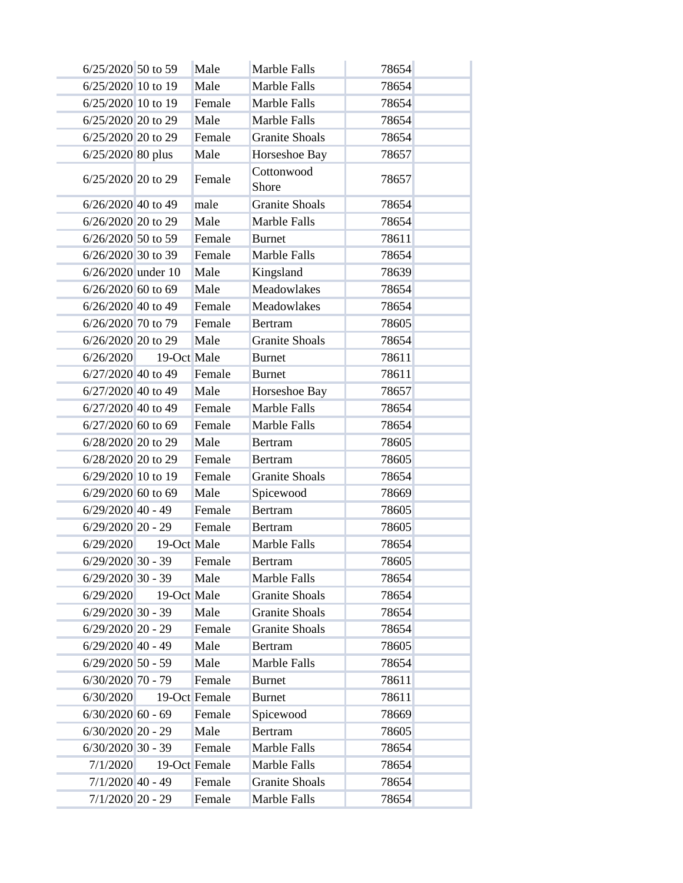| | | | | | |
|---|---|---|---|---|---|
| 6/25/2020 | 50 to 59 | Male | Marble Falls | 78654 | |
| 6/25/2020 | 10 to 19 | Male | Marble Falls | 78654 | |
| 6/25/2020 | 10 to 19 | Female | Marble Falls | 78654 | |
| 6/25/2020 | 20 to 29 | Male | Marble Falls | 78654 | |
| 6/25/2020 | 20 to 29 | Female | Granite Shoals | 78654 | |
| 6/25/2020 | 80 plus | Male | Horseshoe Bay | 78657 | |
| 6/25/2020 | 20 to 29 | Female | Cottonwood Shore | 78657 | |
| 6/26/2020 | 40 to 49 | male | Granite Shoals | 78654 | |
| 6/26/2020 | 20 to 29 | Male | Marble Falls | 78654 | |
| 6/26/2020 | 50 to 59 | Female | Burnet | 78611 | |
| 6/26/2020 | 30 to 39 | Female | Marble Falls | 78654 | |
| 6/26/2020 | under 10 | Male | Kingsland | 78639 | |
| 6/26/2020 | 60 to 69 | Male | Meadowlakes | 78654 | |
| 6/26/2020 | 40 to 49 | Female | Meadowlakes | 78654 | |
| 6/26/2020 | 70 to 79 | Female | Bertram | 78605 | |
| 6/26/2020 | 20 to 29 | Male | Granite Shoals | 78654 | |
| 6/26/2020 | 19-Oct | Male | Burnet | 78611 | |
| 6/27/2020 | 40 to 49 | Female | Burnet | 78611 | |
| 6/27/2020 | 40 to 49 | Male | Horseshoe Bay | 78657 | |
| 6/27/2020 | 40 to 49 | Female | Marble Falls | 78654 | |
| 6/27/2020 | 60 to 69 | Female | Marble Falls | 78654 | |
| 6/28/2020 | 20 to 29 | Male | Bertram | 78605 | |
| 6/28/2020 | 20 to 29 | Female | Bertram | 78605 | |
| 6/29/2020 | 10 to 19 | Female | Granite Shoals | 78654 | |
| 6/29/2020 | 60 to 69 | Male | Spicewood | 78669 | |
| 6/29/2020 | 40 - 49 | Female | Bertram | 78605 | |
| 6/29/2020 | 20 - 29 | Female | Bertram | 78605 | |
| 6/29/2020 | 19-Oct | Male | Marble Falls | 78654 | |
| 6/29/2020 | 30 - 39 | Female | Bertram | 78605 | |
| 6/29/2020 | 30 - 39 | Male | Marble Falls | 78654 | |
| 6/29/2020 | 19-Oct | Male | Granite Shoals | 78654 | |
| 6/29/2020 | 30 - 39 | Male | Granite Shoals | 78654 | |
| 6/29/2020 | 20 - 29 | Female | Granite Shoals | 78654 | |
| 6/29/2020 | 40 - 49 | Male | Bertram | 78605 | |
| 6/29/2020 | 50 - 59 | Male | Marble Falls | 78654 | |
| 6/30/2020 | 70 - 79 | Female | Burnet | 78611 | |
| 6/30/2020 | 19-Oct | Female | Burnet | 78611 | |
| 6/30/2020 | 60 - 69 | Female | Spicewood | 78669 | |
| 6/30/2020 | 20 - 29 | Male | Bertram | 78605 | |
| 6/30/2020 | 30 - 39 | Female | Marble Falls | 78654 | |
| 7/1/2020 | 19-Oct | Female | Marble Falls | 78654 | |
| 7/1/2020 | 40 - 49 | Female | Granite Shoals | 78654 | |
| 7/1/2020 | 20 - 29 | Female | Marble Falls | 78654 | |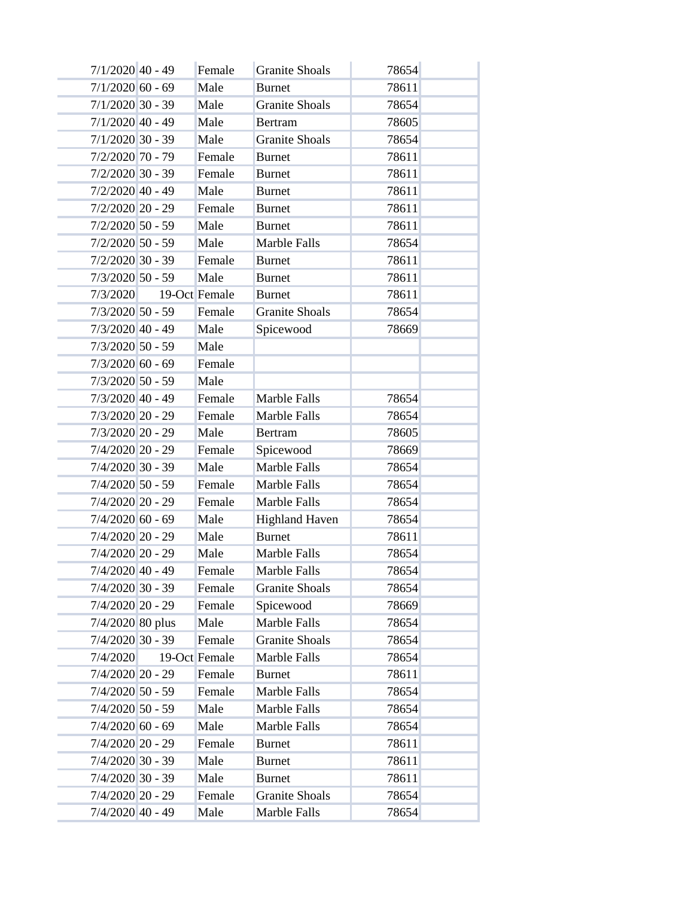| | | | | | |
|---|---|---|---|---|---|
| 7/1/2020 | 40 - 49 | Female | Granite Shoals | 78654 | |
| 7/1/2020 | 60 - 69 | Male | Burnet | 78611 | |
| 7/1/2020 | 30 - 39 | Male | Granite Shoals | 78654 | |
| 7/1/2020 | 40 - 49 | Male | Bertram | 78605 | |
| 7/1/2020 | 30 - 39 | Male | Granite Shoals | 78654 | |
| 7/2/2020 | 70 - 79 | Female | Burnet | 78611 | |
| 7/2/2020 | 30 - 39 | Female | Burnet | 78611 | |
| 7/2/2020 | 40 - 49 | Male | Burnet | 78611 | |
| 7/2/2020 | 20 - 29 | Female | Burnet | 78611 | |
| 7/2/2020 | 50 - 59 | Male | Burnet | 78611 | |
| 7/2/2020 | 50 - 59 | Male | Marble Falls | 78654 | |
| 7/2/2020 | 30 - 39 | Female | Burnet | 78611 | |
| 7/3/2020 | 50 - 59 | Male | Burnet | 78611 | |
| 7/3/2020 | 19-Oct | Female | Burnet | 78611 | |
| 7/3/2020 | 50 - 59 | Female | Granite Shoals | 78654 | |
| 7/3/2020 | 40 - 49 | Male | Spicewood | 78669 | |
| 7/3/2020 | 50 - 59 | Male | | | |
| 7/3/2020 | 60 - 69 | Female | | | |
| 7/3/2020 | 50 - 59 | Male | | | |
| 7/3/2020 | 40 - 49 | Female | Marble Falls | 78654 | |
| 7/3/2020 | 20 - 29 | Female | Marble Falls | 78654 | |
| 7/3/2020 | 20 - 29 | Male | Bertram | 78605 | |
| 7/4/2020 | 20 - 29 | Female | Spicewood | 78669 | |
| 7/4/2020 | 30 - 39 | Male | Marble Falls | 78654 | |
| 7/4/2020 | 50 - 59 | Female | Marble Falls | 78654 | |
| 7/4/2020 | 20 - 29 | Female | Marble Falls | 78654 | |
| 7/4/2020 | 60 - 69 | Male | Highland Haven | 78654 | |
| 7/4/2020 | 20 - 29 | Male | Burnet | 78611 | |
| 7/4/2020 | 20 - 29 | Male | Marble Falls | 78654 | |
| 7/4/2020 | 40 - 49 | Female | Marble Falls | 78654 | |
| 7/4/2020 | 30 - 39 | Female | Granite Shoals | 78654 | |
| 7/4/2020 | 20 - 29 | Female | Spicewood | 78669 | |
| 7/4/2020 | 80 plus | Male | Marble Falls | 78654 | |
| 7/4/2020 | 30 - 39 | Female | Granite Shoals | 78654 | |
| 7/4/2020 | 19-Oct | Female | Marble Falls | 78654 | |
| 7/4/2020 | 20 - 29 | Female | Burnet | 78611 | |
| 7/4/2020 | 50 - 59 | Female | Marble Falls | 78654 | |
| 7/4/2020 | 50 - 59 | Male | Marble Falls | 78654 | |
| 7/4/2020 | 60 - 69 | Male | Marble Falls | 78654 | |
| 7/4/2020 | 20 - 29 | Female | Burnet | 78611 | |
| 7/4/2020 | 30 - 39 | Male | Burnet | 78611 | |
| 7/4/2020 | 30 - 39 | Male | Burnet | 78611 | |
| 7/4/2020 | 20 - 29 | Female | Granite Shoals | 78654 | |
| 7/4/2020 | 40 - 49 | Male | Marble Falls | 78654 | |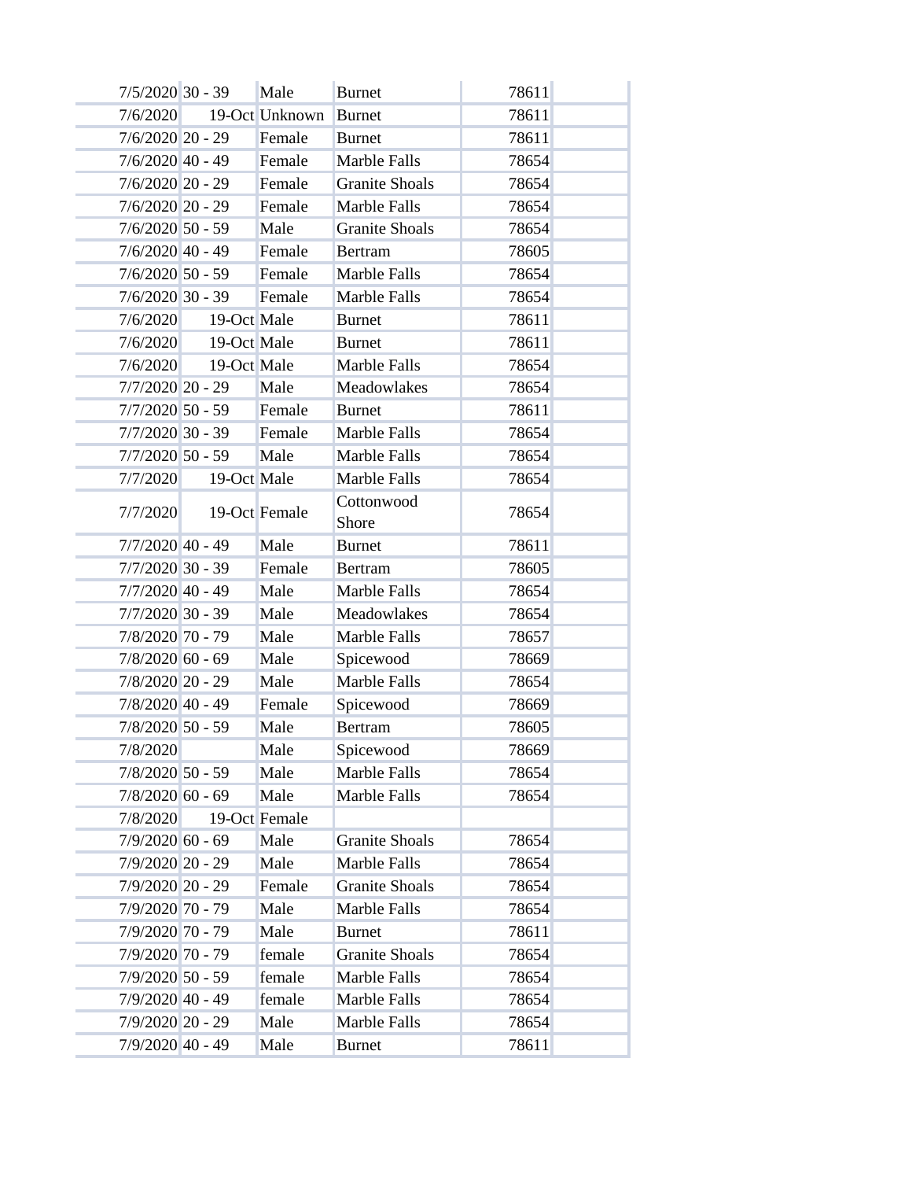| | | | | | |
|---|---|---|---|---|---|
| 7/5/2020 | 30 - 39 | Male | Burnet | 78611 | |
| 7/6/2020 | 19-Oct | Unknown | Burnet | 78611 | |
| 7/6/2020 | 20 - 29 | Female | Burnet | 78611 | |
| 7/6/2020 | 40 - 49 | Female | Marble Falls | 78654 | |
| 7/6/2020 | 20 - 29 | Female | Granite Shoals | 78654 | |
| 7/6/2020 | 20 - 29 | Female | Marble Falls | 78654 | |
| 7/6/2020 | 50 - 59 | Male | Granite Shoals | 78654 | |
| 7/6/2020 | 40 - 49 | Female | Bertram | 78605 | |
| 7/6/2020 | 50 - 59 | Female | Marble Falls | 78654 | |
| 7/6/2020 | 30 - 39 | Female | Marble Falls | 78654 | |
| 7/6/2020 | 19-Oct | Male | Burnet | 78611 | |
| 7/6/2020 | 19-Oct | Male | Burnet | 78611 | |
| 7/6/2020 | 19-Oct | Male | Marble Falls | 78654 | |
| 7/7/2020 | 20 - 29 | Male | Meadowlakes | 78654 | |
| 7/7/2020 | 50 - 59 | Female | Burnet | 78611 | |
| 7/7/2020 | 30 - 39 | Female | Marble Falls | 78654 | |
| 7/7/2020 | 50 - 59 | Male | Marble Falls | 78654 | |
| 7/7/2020 | 19-Oct | Male | Marble Falls | 78654 | |
| 7/7/2020 | 19-Oct | Female | Cottonwood Shore | 78654 | |
| 7/7/2020 | 40 - 49 | Male | Burnet | 78611 | |
| 7/7/2020 | 30 - 39 | Female | Bertram | 78605 | |
| 7/7/2020 | 40 - 49 | Male | Marble Falls | 78654 | |
| 7/7/2020 | 30 - 39 | Male | Meadowlakes | 78654 | |
| 7/8/2020 | 70 - 79 | Male | Marble Falls | 78657 | |
| 7/8/2020 | 60 - 69 | Male | Spicewood | 78669 | |
| 7/8/2020 | 20 - 29 | Male | Marble Falls | 78654 | |
| 7/8/2020 | 40 - 49 | Female | Spicewood | 78669 | |
| 7/8/2020 | 50 - 59 | Male | Bertram | 78605 | |
| 7/8/2020 | | Male | Spicewood | 78669 | |
| 7/8/2020 | 50 - 59 | Male | Marble Falls | 78654 | |
| 7/8/2020 | 60 - 69 | Male | Marble Falls | 78654 | |
| 7/8/2020 | 19-Oct | Female | | | |
| 7/9/2020 | 60 - 69 | Male | Granite Shoals | 78654 | |
| 7/9/2020 | 20 - 29 | Male | Marble Falls | 78654 | |
| 7/9/2020 | 20 - 29 | Female | Granite Shoals | 78654 | |
| 7/9/2020 | 70 - 79 | Male | Marble Falls | 78654 | |
| 7/9/2020 | 70 - 79 | Male | Burnet | 78611 | |
| 7/9/2020 | 70 - 79 | female | Granite Shoals | 78654 | |
| 7/9/2020 | 50 - 59 | female | Marble Falls | 78654 | |
| 7/9/2020 | 40 - 49 | female | Marble Falls | 78654 | |
| 7/9/2020 | 20 - 29 | Male | Marble Falls | 78654 | |
| 7/9/2020 | 40 - 49 | Male | Burnet | 78611 | |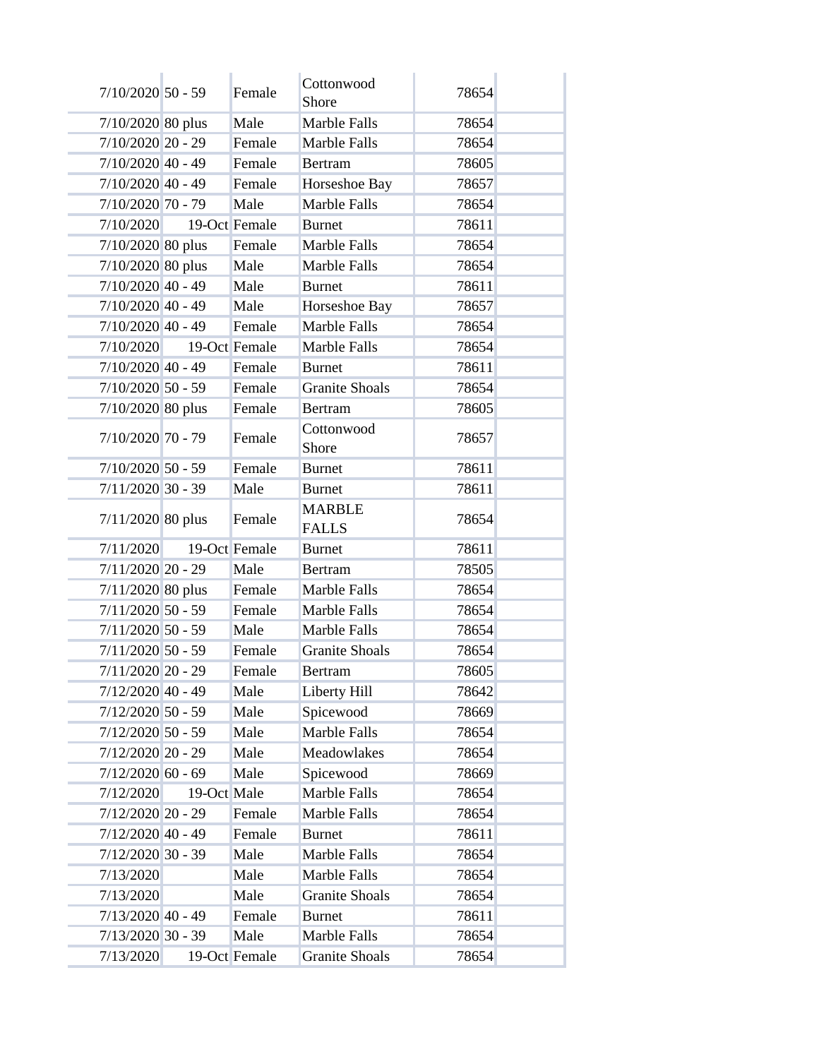| | | | | | |
|---|---|---|---|---|---|
| 7/10/2020 | 50 - 59 | Female | Cottonwood Shore | 78654 | |
| 7/10/2020 | 80 plus | Male | Marble Falls | 78654 | |
| 7/10/2020 | 20 - 29 | Female | Marble Falls | 78654 | |
| 7/10/2020 | 40 - 49 | Female | Bertram | 78605 | |
| 7/10/2020 | 40 - 49 | Female | Horseshoe Bay | 78657 | |
| 7/10/2020 | 70 - 79 | Male | Marble Falls | 78654 | |
| 7/10/2020 | 19-Oct | Female | Burnet | 78611 | |
| 7/10/2020 | 80 plus | Female | Marble Falls | 78654 | |
| 7/10/2020 | 80 plus | Male | Marble Falls | 78654 | |
| 7/10/2020 | 40 - 49 | Male | Burnet | 78611 | |
| 7/10/2020 | 40 - 49 | Male | Horseshoe Bay | 78657 | |
| 7/10/2020 | 40 - 49 | Female | Marble Falls | 78654 | |
| 7/10/2020 | 19-Oct | Female | Marble Falls | 78654 | |
| 7/10/2020 | 40 - 49 | Female | Burnet | 78611 | |
| 7/10/2020 | 50 - 59 | Female | Granite Shoals | 78654 | |
| 7/10/2020 | 80 plus | Female | Bertram | 78605 | |
| 7/10/2020 | 70 - 79 | Female | Cottonwood Shore | 78657 | |
| 7/10/2020 | 50 - 59 | Female | Burnet | 78611 | |
| 7/11/2020 | 30 - 39 | Male | Burnet | 78611 | |
| 7/11/2020 | 80 plus | Female | MARBLE FALLS | 78654 | |
| 7/11/2020 | 19-Oct | Female | Burnet | 78611 | |
| 7/11/2020 | 20 - 29 | Male | Bertram | 78505 | |
| 7/11/2020 | 80 plus | Female | Marble Falls | 78654 | |
| 7/11/2020 | 50 - 59 | Female | Marble Falls | 78654 | |
| 7/11/2020 | 50 - 59 | Male | Marble Falls | 78654 | |
| 7/11/2020 | 50 - 59 | Female | Granite Shoals | 78654 | |
| 7/11/2020 | 20 - 29 | Female | Bertram | 78605 | |
| 7/12/2020 | 40 - 49 | Male | Liberty Hill | 78642 | |
| 7/12/2020 | 50 - 59 | Male | Spicewood | 78669 | |
| 7/12/2020 | 50 - 59 | Male | Marble Falls | 78654 | |
| 7/12/2020 | 20 - 29 | Male | Meadowlakes | 78654 | |
| 7/12/2020 | 60 - 69 | Male | Spicewood | 78669 | |
| 7/12/2020 | 19-Oct | Male | Marble Falls | 78654 | |
| 7/12/2020 | 20 - 29 | Female | Marble Falls | 78654 | |
| 7/12/2020 | 40 - 49 | Female | Burnet | 78611 | |
| 7/12/2020 | 30 - 39 | Male | Marble Falls | 78654 | |
| 7/13/2020 | | Male | Marble Falls | 78654 | |
| 7/13/2020 | | Male | Granite Shoals | 78654 | |
| 7/13/2020 | 40 - 49 | Female | Burnet | 78611 | |
| 7/13/2020 | 30 - 39 | Male | Marble Falls | 78654 | |
| 7/13/2020 | 19-Oct | Female | Granite Shoals | 78654 | |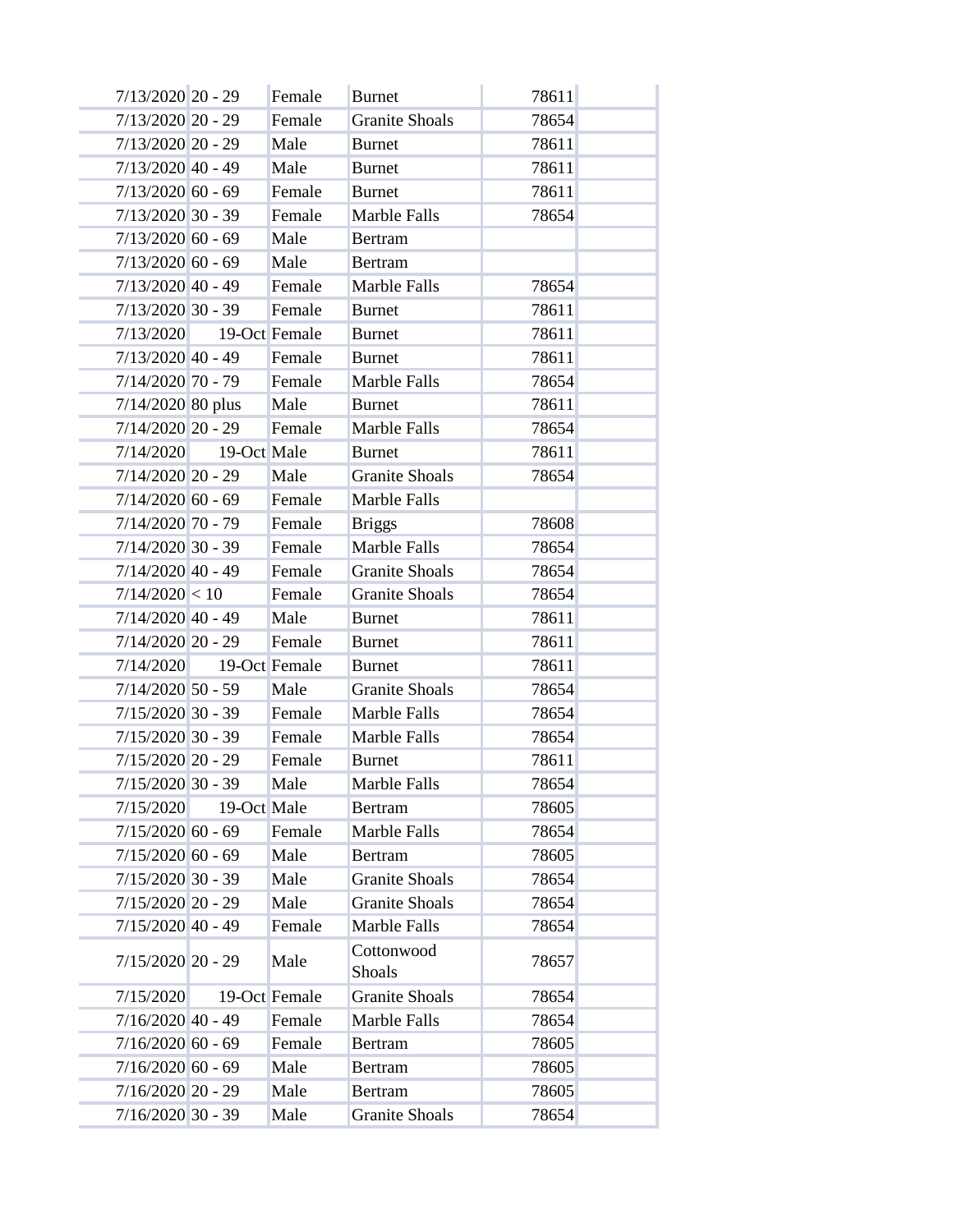| | | | | | |
|---|---|---|---|---|---|
| 7/13/2020 | 20 - 29 | Female | Burnet | 78611 | |
| 7/13/2020 | 20 - 29 | Female | Granite Shoals | 78654 | |
| 7/13/2020 | 20 - 29 | Male | Burnet | 78611 | |
| 7/13/2020 | 40 - 49 | Male | Burnet | 78611 | |
| 7/13/2020 | 60 - 69 | Female | Burnet | 78611 | |
| 7/13/2020 | 30 - 39 | Female | Marble Falls | 78654 | |
| 7/13/2020 | 60 - 69 | Male | Bertram | | |
| 7/13/2020 | 60 - 69 | Male | Bertram | | |
| 7/13/2020 | 40 - 49 | Female | Marble Falls | 78654 | |
| 7/13/2020 | 30 - 39 | Female | Burnet | 78611 | |
| 7/13/2020 | 19-Oct | Female | Burnet | 78611 | |
| 7/13/2020 | 40 - 49 | Female | Burnet | 78611 | |
| 7/14/2020 | 70 - 79 | Female | Marble Falls | 78654 | |
| 7/14/2020 | 80 plus | Male | Burnet | 78611 | |
| 7/14/2020 | 20 - 29 | Female | Marble Falls | 78654 | |
| 7/14/2020 | 19-Oct | Male | Burnet | 78611 | |
| 7/14/2020 | 20 - 29 | Male | Granite Shoals | 78654 | |
| 7/14/2020 | 60 - 69 | Female | Marble Falls | | |
| 7/14/2020 | 70 - 79 | Female | Briggs | 78608 | |
| 7/14/2020 | 30 - 39 | Female | Marble Falls | 78654 | |
| 7/14/2020 | 40 - 49 | Female | Granite Shoals | 78654 | |
| 7/14/2020 | < 10 | Female | Granite Shoals | 78654 | |
| 7/14/2020 | 40 - 49 | Male | Burnet | 78611 | |
| 7/14/2020 | 20 - 29 | Female | Burnet | 78611 | |
| 7/14/2020 | 19-Oct | Female | Burnet | 78611 | |
| 7/14/2020 | 50 - 59 | Male | Granite Shoals | 78654 | |
| 7/15/2020 | 30 - 39 | Female | Marble Falls | 78654 | |
| 7/15/2020 | 30 - 39 | Female | Marble Falls | 78654 | |
| 7/15/2020 | 20 - 29 | Female | Burnet | 78611 | |
| 7/15/2020 | 30 - 39 | Male | Marble Falls | 78654 | |
| 7/15/2020 | 19-Oct | Male | Bertram | 78605 | |
| 7/15/2020 | 60 - 69 | Female | Marble Falls | 78654 | |
| 7/15/2020 | 60 - 69 | Male | Bertram | 78605 | |
| 7/15/2020 | 30 - 39 | Male | Granite Shoals | 78654 | |
| 7/15/2020 | 20 - 29 | Male | Granite Shoals | 78654 | |
| 7/15/2020 | 40 - 49 | Female | Marble Falls | 78654 | |
| 7/15/2020 | 20 - 29 | Male | Cottonwood Shoals | 78657 | |
| 7/15/2020 | 19-Oct | Female | Granite Shoals | 78654 | |
| 7/16/2020 | 40 - 49 | Female | Marble Falls | 78654 | |
| 7/16/2020 | 60 - 69 | Female | Bertram | 78605 | |
| 7/16/2020 | 60 - 69 | Male | Bertram | 78605 | |
| 7/16/2020 | 20 - 29 | Male | Bertram | 78605 | |
| 7/16/2020 | 30 - 39 | Male | Granite Shoals | 78654 | |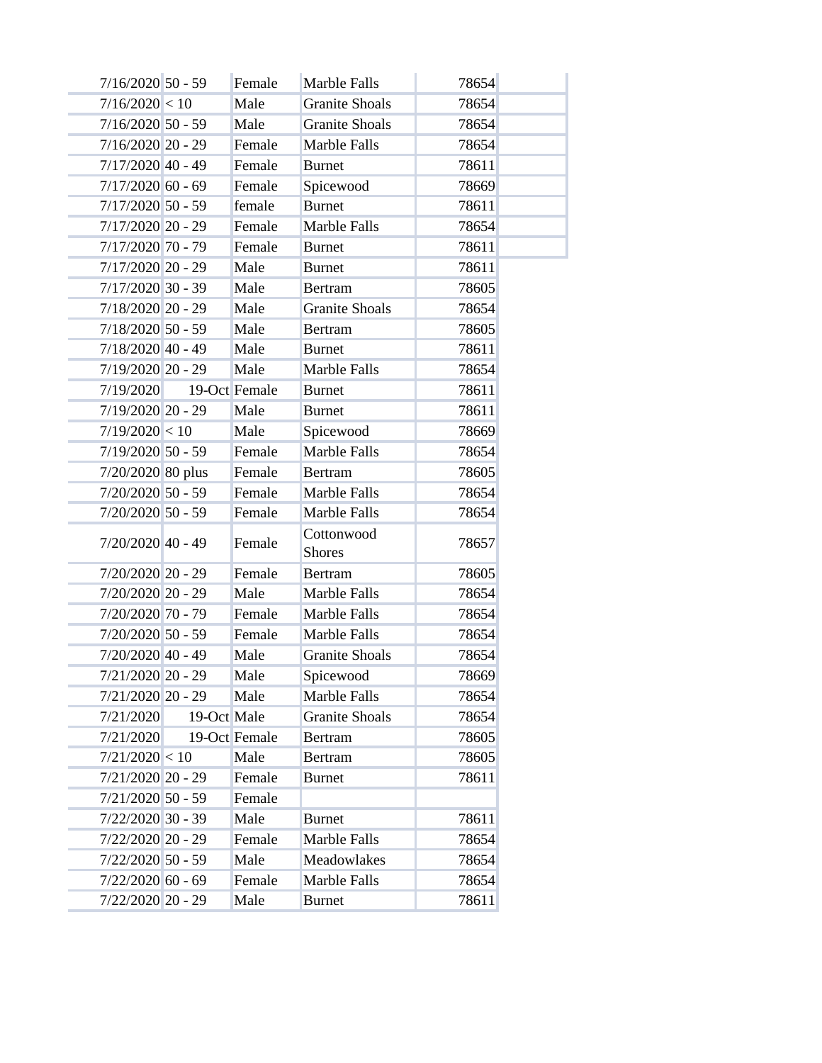| | | | | |
|---|---|---|---|---|
| 7/16/2020 | 50 - 59 | Female | Marble Falls | 78654 |
| 7/16/2020 | < 10 | Male | Granite Shoals | 78654 |
| 7/16/2020 | 50 - 59 | Male | Granite Shoals | 78654 |
| 7/16/2020 | 20 - 29 | Female | Marble Falls | 78654 |
| 7/17/2020 | 40 - 49 | Female | Burnet | 78611 |
| 7/17/2020 | 60 - 69 | Female | Spicewood | 78669 |
| 7/17/2020 | 50 - 59 | female | Burnet | 78611 |
| 7/17/2020 | 20 - 29 | Female | Marble Falls | 78654 |
| 7/17/2020 | 70 - 79 | Female | Burnet | 78611 |
| 7/17/2020 | 20 - 29 | Male | Burnet | 78611 |
| 7/17/2020 | 30 - 39 | Male | Bertram | 78605 |
| 7/18/2020 | 20 - 29 | Male | Granite Shoals | 78654 |
| 7/18/2020 | 50 - 59 | Male | Bertram | 78605 |
| 7/18/2020 | 40 - 49 | Male | Burnet | 78611 |
| 7/19/2020 | 20 - 29 | Male | Marble Falls | 78654 |
| 7/19/2020 | 19-Oct | Female | Burnet | 78611 |
| 7/19/2020 | 20 - 29 | Male | Burnet | 78611 |
| 7/19/2020 | < 10 | Male | Spicewood | 78669 |
| 7/19/2020 | 50 - 59 | Female | Marble Falls | 78654 |
| 7/20/2020 | 80 plus | Female | Bertram | 78605 |
| 7/20/2020 | 50 - 59 | Female | Marble Falls | 78654 |
| 7/20/2020 | 50 - 59 | Female | Marble Falls | 78654 |
| 7/20/2020 | 40 - 49 | Female | Cottonwood Shores | 78657 |
| 7/20/2020 | 20 - 29 | Female | Bertram | 78605 |
| 7/20/2020 | 20 - 29 | Male | Marble Falls | 78654 |
| 7/20/2020 | 70 - 79 | Female | Marble Falls | 78654 |
| 7/20/2020 | 50 - 59 | Female | Marble Falls | 78654 |
| 7/20/2020 | 40 - 49 | Male | Granite Shoals | 78654 |
| 7/21/2020 | 20 - 29 | Male | Spicewood | 78669 |
| 7/21/2020 | 20 - 29 | Male | Marble Falls | 78654 |
| 7/21/2020 | 19-Oct | Male | Granite Shoals | 78654 |
| 7/21/2020 | 19-Oct | Female | Bertram | 78605 |
| 7/21/2020 | < 10 | Male | Bertram | 78605 |
| 7/21/2020 | 20 - 29 | Female | Burnet | 78611 |
| 7/21/2020 | 50 - 59 | Female | | |
| 7/22/2020 | 30 - 39 | Male | Burnet | 78611 |
| 7/22/2020 | 20 - 29 | Female | Marble Falls | 78654 |
| 7/22/2020 | 50 - 59 | Male | Meadowlakes | 78654 |
| 7/22/2020 | 60 - 69 | Female | Marble Falls | 78654 |
| 7/22/2020 | 20 - 29 | Male | Burnet | 78611 |